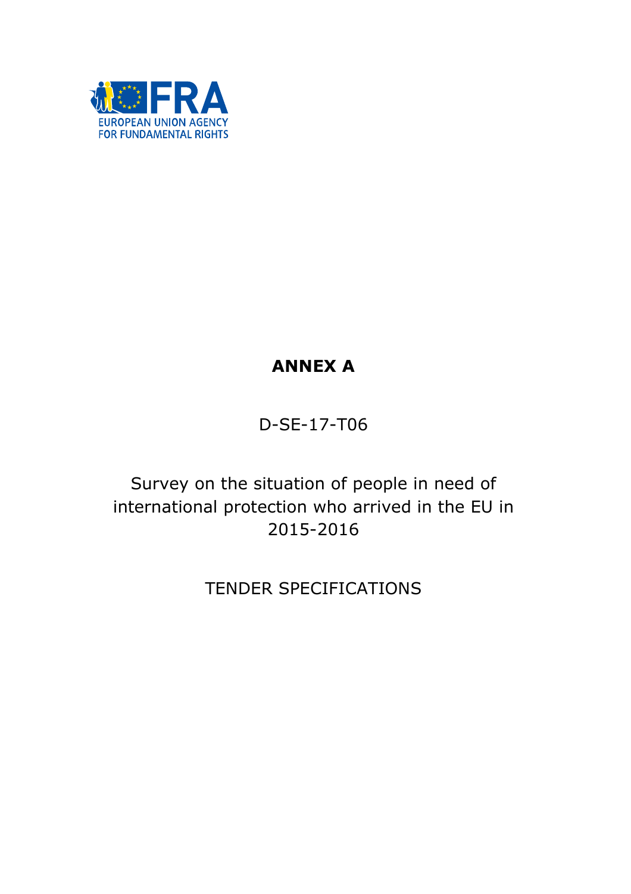EUROPEAN UNION AGENCY FOR FUNDAMENTAL RIGHTS

# ANNEX A

D-SE-17-T06

Survey on the situation of people in need of international protection who arrived in the EU in 2015-2016

TENDER SPECIFICATIONS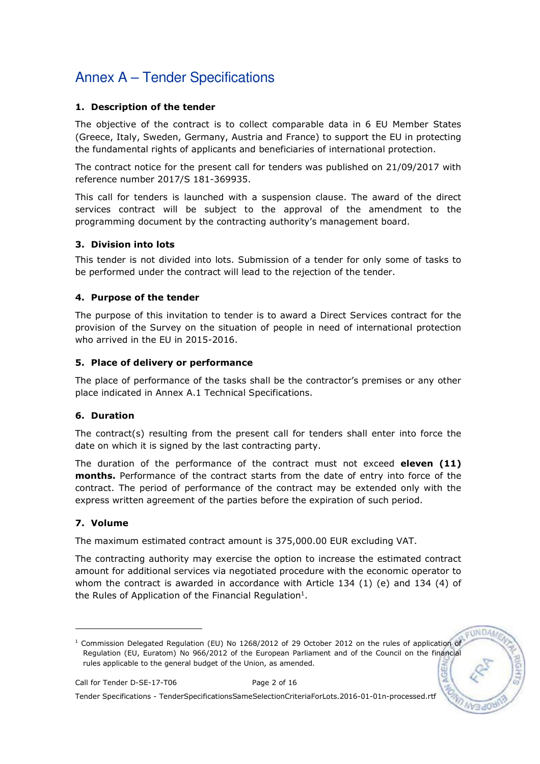# Annex A – Tender Specifications

## 1. Description of the tender

The objective of the contract is to collect comparable data in 6 EU Member States (Greece, Italy, Sweden, Germany, Austria and France) to support the EU in protecting the fundamental rights of applicants and beneficiaries of international protection.

The contract notice for the present call for tenders was published on 21/09/2017 with reference number 2017/S 181-369935.

This call for tenders is launched with a suspension clause. The award of the direct services contract will be subject to the approval of the amendment to the programming document by the contracting authority's management board.

## 3. Division into lots

This tender is not divided into lots. Submission of a tender for only some of tasks to be performed under the contract will lead to the rejection of the tender.

## 4. Purpose of the tender

The purpose of this invitation to tender is to award a Direct Services contract for the provision of the Survey on the situation of people in need of international protection who arrived in the EU in 2015-2016.

## 5. Place of delivery or performance

The place of performance of the tasks shall be the contractor's premises or any other place indicated in Annex A.1 Technical Specifications.

## 6. Duration

The contract(s) resulting from the present call for tenders shall enter into force the date on which it is signed by the last contracting party.

The duration of the performance of the contract must not exceed **eleven (11) months.** Performance of the contract starts from the date of entry into force of the contract. The period of performance of the contract may be extended only with the express written agreement of the parties before the expiration of such period.

## 7. Volume

The maximum estimated contract amount is 375,000.00 EUR excluding VAT.

The contracting authority may exercise the option to increase the estimated contract amount for additional services via negotiated procedure with the economic operator to whom the contract is awarded in accordance with Article 134 (1) (e) and 134 (4) of the Rules of Application of the Financial Regulation[1].

---

[1] Commission Delegated Regulation (EU) No 1268/2012 of 29 October 2012 on the rules of application of Regulation (EU, Euratom) No 966/2012 of the European Parliament and of the Council on the financial rules applicable to the general budget of the Union, as amended.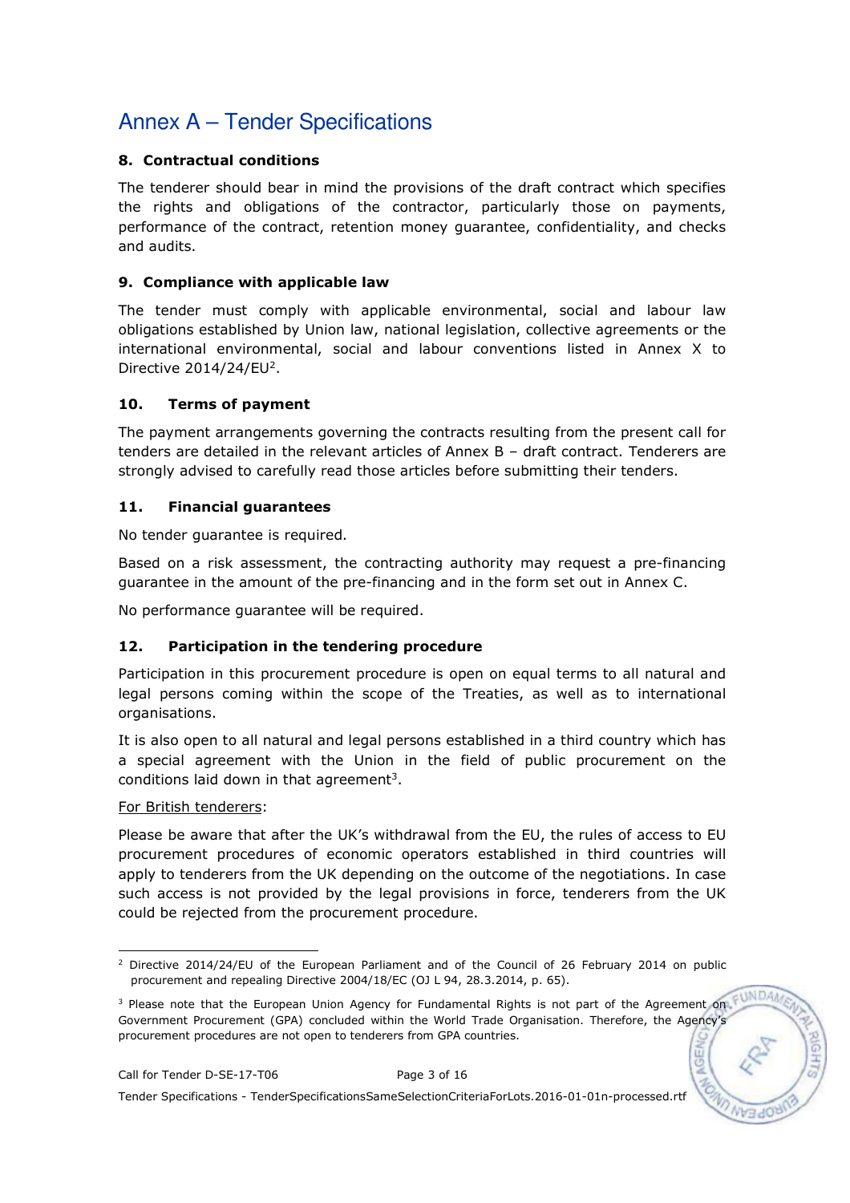# Annex A – Tender Specifications

## 8. Contractual conditions

The tenderer should bear in mind the provisions of the draft contract which specifies the rights and obligations of the contractor, particularly those on payments, performance of the contract, retention money guarantee, confidentiality, and checks and audits.

## 9. Compliance with applicable law

The tender must comply with applicable environmental, social and labour law obligations established by Union law, national legislation, collective agreements or the international environmental, social and labour conventions listed in Annex X to Directive 2014/24/EU[2].

## 10. Terms of payment

The payment arrangements governing the contracts resulting from the present call for tenders are detailed in the relevant articles of Annex B – draft contract. Tenderers are strongly advised to carefully read those articles before submitting their tenders.

## 11. Financial guarantees

No tender guarantee is required.

Based on a risk assessment, the contracting authority may request a pre-financing guarantee in the amount of the pre-financing and in the form set out in Annex C.

No performance guarantee will be required.

## 12. Participation in the tendering procedure

Participation in this procurement procedure is open on equal terms to all natural and legal persons coming within the scope of the Treaties, as well as to international organisations.

It is also open to all natural and legal persons established in a third country which has a special agreement with the Union in the field of public procurement on the conditions laid down in that agreement[3].

For British tenderers:

Please be aware that after the UK's withdrawal from the EU, the rules of access to EU procurement procedures of economic operators established in third countries will apply to tenderers from the UK depending on the outcome of the negotiations. In case such access is not provided by the legal provisions in force, tenderers from the UK could be rejected from the procurement procedure.

---

[2] Directive 2014/24/EU of the European Parliament and of the Council of 26 February 2014 on public procurement and repealing Directive 2004/18/EC (OJ L 94, 28.3.2014, p. 65).

[3] Please note that the European Union Agency for Fundamental Rights is not part of the Agreement on Government Procurement (GPA) concluded within the World Trade Organisation. Therefore, the Agency's procurement procedures are not open to tenderers from GPA countries.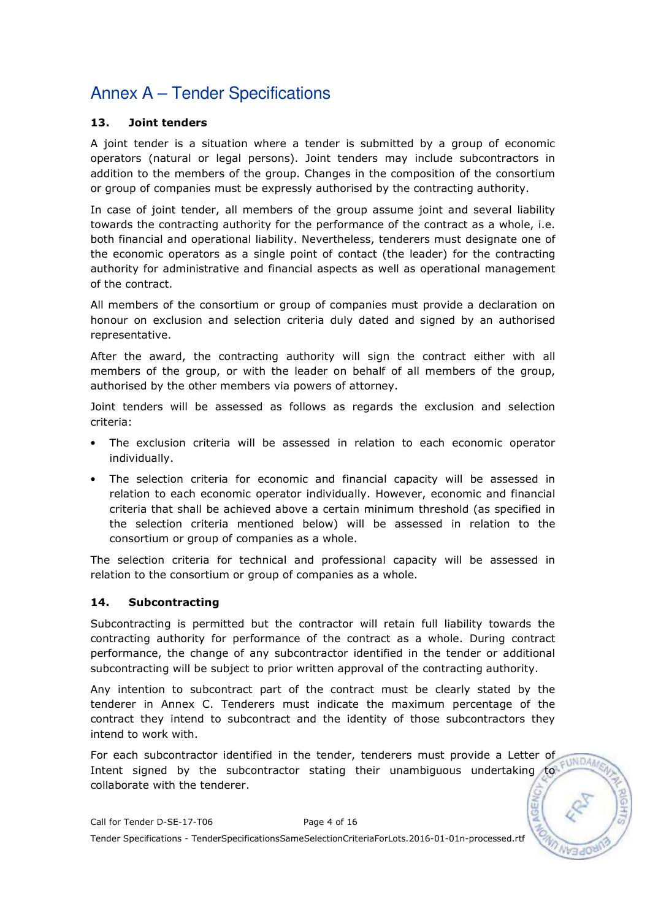# Annex A – Tender Specifications

## 13. Joint tenders

A joint tender is a situation where a tender is submitted by a group of economic operators (natural or legal persons). Joint tenders may include subcontractors in addition to the members of the group. Changes in the composition of the consortium or group of companies must be expressly authorised by the contracting authority.

In case of joint tender, all members of the group assume joint and several liability towards the contracting authority for the performance of the contract as a whole, i.e. both financial and operational liability. Nevertheless, tenderers must designate one of the economic operators as a single point of contact (the leader) for the contracting authority for administrative and financial aspects as well as operational management of the contract.

All members of the consortium or group of companies must provide a declaration on honour on exclusion and selection criteria duly dated and signed by an authorised representative.

After the award, the contracting authority will sign the contract either with all members of the group, or with the leader on behalf of all members of the group, authorised by the other members via powers of attorney.

Joint tenders will be assessed as follows as regards the exclusion and selection criteria:

- The exclusion criteria will be assessed in relation to each economic operator individually.
- The selection criteria for economic and financial capacity will be assessed in relation to each economic operator individually. However, economic and financial criteria that shall be achieved above a certain minimum threshold (as specified in the selection criteria mentioned below) will be assessed in relation to the consortium or group of companies as a whole.

The selection criteria for technical and professional capacity will be assessed in relation to the consortium or group of companies as a whole.

## 14. Subcontracting

Subcontracting is permitted but the contractor will retain full liability towards the contracting authority for performance of the contract as a whole. During contract performance, the change of any subcontractor identified in the tender or additional subcontracting will be subject to prior written approval of the contracting authority.

Any intention to subcontract part of the contract must be clearly stated by the tenderer in Annex C. Tenderers must indicate the maximum percentage of the contract they intend to subcontract and the identity of those subcontractors they intend to work with.

For each subcontractor identified in the tender, tenderers must provide a Letter of Intent signed by the subcontractor stating their unambiguous undertaking to collaborate with the tenderer.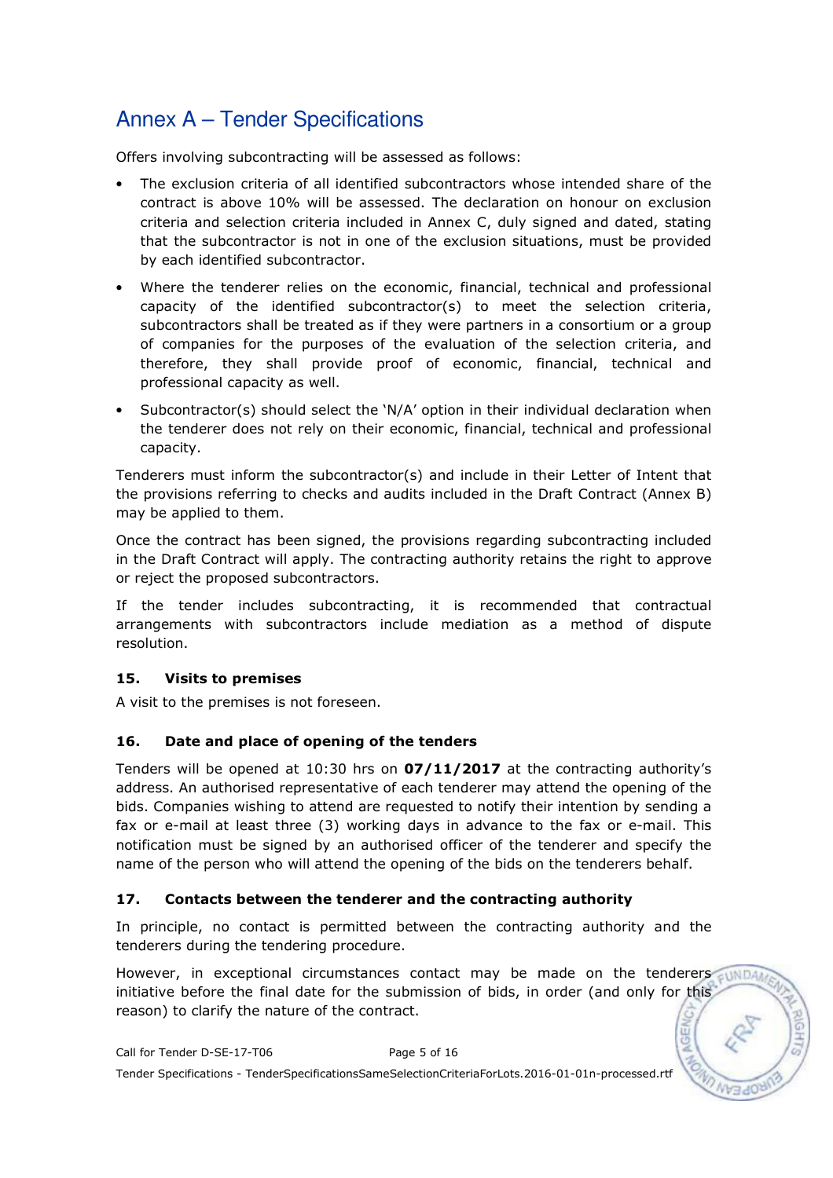Offers involving subcontracting will be assessed as follows:

- The exclusion criteria of all identified subcontractors whose intended share of the contract is above 10% will be assessed. The declaration on honour on exclusion criteria and selection criteria included in Annex C, duly signed and dated, stating that the subcontractor is not in one of the exclusion situations, must be provided by each identified subcontractor.
- Where the tenderer relies on the economic, financial, technical and professional capacity of the identified subcontractor(s) to meet the selection criteria, subcontractors shall be treated as if they were partners in a consortium or a group of companies for the purposes of the evaluation of the selection criteria, and therefore, they shall provide proof of economic, financial, technical and professional capacity as well.
- Subcontractor(s) should select the 'N/A' option in their individual declaration when the tenderer does not rely on their economic, financial, technical and professional capacity.

Tenderers must inform the subcontractor(s) and include in their Letter of Intent that the provisions referring to checks and audits included in the Draft Contract (Annex B) may be applied to them.

Once the contract has been signed, the provisions regarding subcontracting included in the Draft Contract will apply. The contracting authority retains the right to approve or reject the proposed subcontractors.

If the tender includes subcontracting, it is recommended that contractual arrangements with subcontractors include mediation as a method of dispute resolution.

### 15. Visits to premises

A visit to the premises is not foreseen.

### 16. Date and place of opening of the tenders

Tenders will be opened at 10:30 hrs on **07/11/2017** at the contracting authority's address. An authorised representative of each tenderer may attend the opening of the bids. Companies wishing to attend are requested to notify their intention by sending a fax or e-mail at least three (3) working days in advance to the fax or e-mail. This notification must be signed by an authorised officer of the tenderer and specify the name of the person who will attend the opening of the bids on the tenderers behalf.

### 17. Contacts between the tenderer and the contracting authority

In principle, no contact is permitted between the contracting authority and the tenderers during the tendering procedure.

However, in exceptional circumstances contact may be made on the tenderers initiative before the final date for the submission of bids, in order (and only for this reason) to clarify the nature of the contract.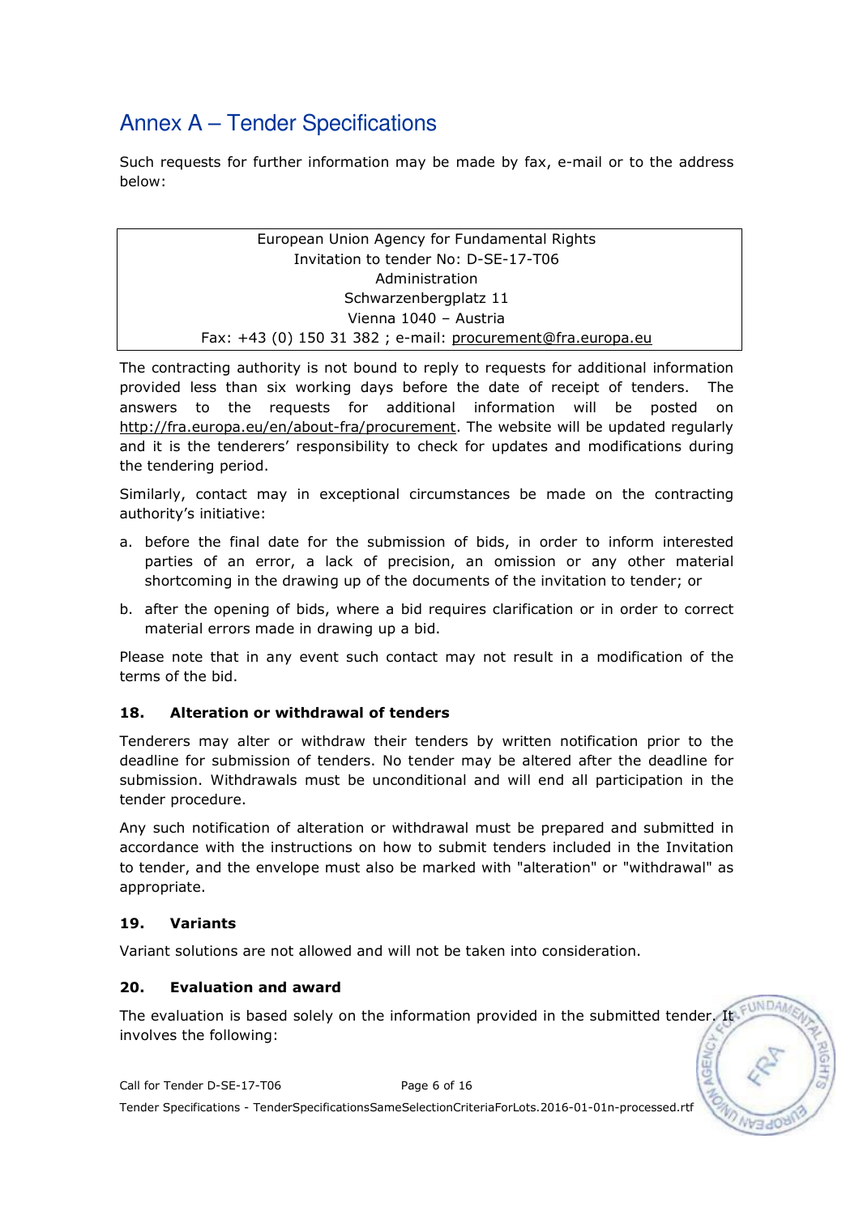# Annex A – Tender Specifications

Such requests for further information may be made by fax, e-mail or to the address below:

| European Union Agency for Fundamental Rights<br>Invitation to tender No: D-SE-17-T06<br>Administration<br>Schwarzenbergplatz 11<br>Vienna 1040 – Austria<br>Fax: +43 (0) 150 31 382 ; e-mail: procurement@fra.europa.eu |
|---|

The contracting authority is not bound to reply to requests for additional information provided less than six working days before the date of receipt of tenders. The answers to the requests for additional information will be posted on http://fra.europa.eu/en/about-fra/procurement. The website will be updated regularly and it is the tenderers' responsibility to check for updates and modifications during the tendering period.

Similarly, contact may in exceptional circumstances be made on the contracting authority's initiative:

a. before the final date for the submission of bids, in order to inform interested parties of an error, a lack of precision, an omission or any other material shortcoming in the drawing up of the documents of the invitation to tender; or

b. after the opening of bids, where a bid requires clarification or in order to correct material errors made in drawing up a bid.

Please note that in any event such contact may not result in a modification of the terms of the bid.

### 18. Alteration or withdrawal of tenders

Tenderers may alter or withdraw their tenders by written notification prior to the deadline for submission of tenders. No tender may be altered after the deadline for submission. Withdrawals must be unconditional and will end all participation in the tender procedure.

Any such notification of alteration or withdrawal must be prepared and submitted in accordance with the instructions on how to submit tenders included in the Invitation to tender, and the envelope must also be marked with "alteration" or "withdrawal" as appropriate.

### 19. Variants

Variant solutions are not allowed and will not be taken into consideration.

### 20. Evaluation and award

The evaluation is based solely on the information provided in the submitted tender. It involves the following: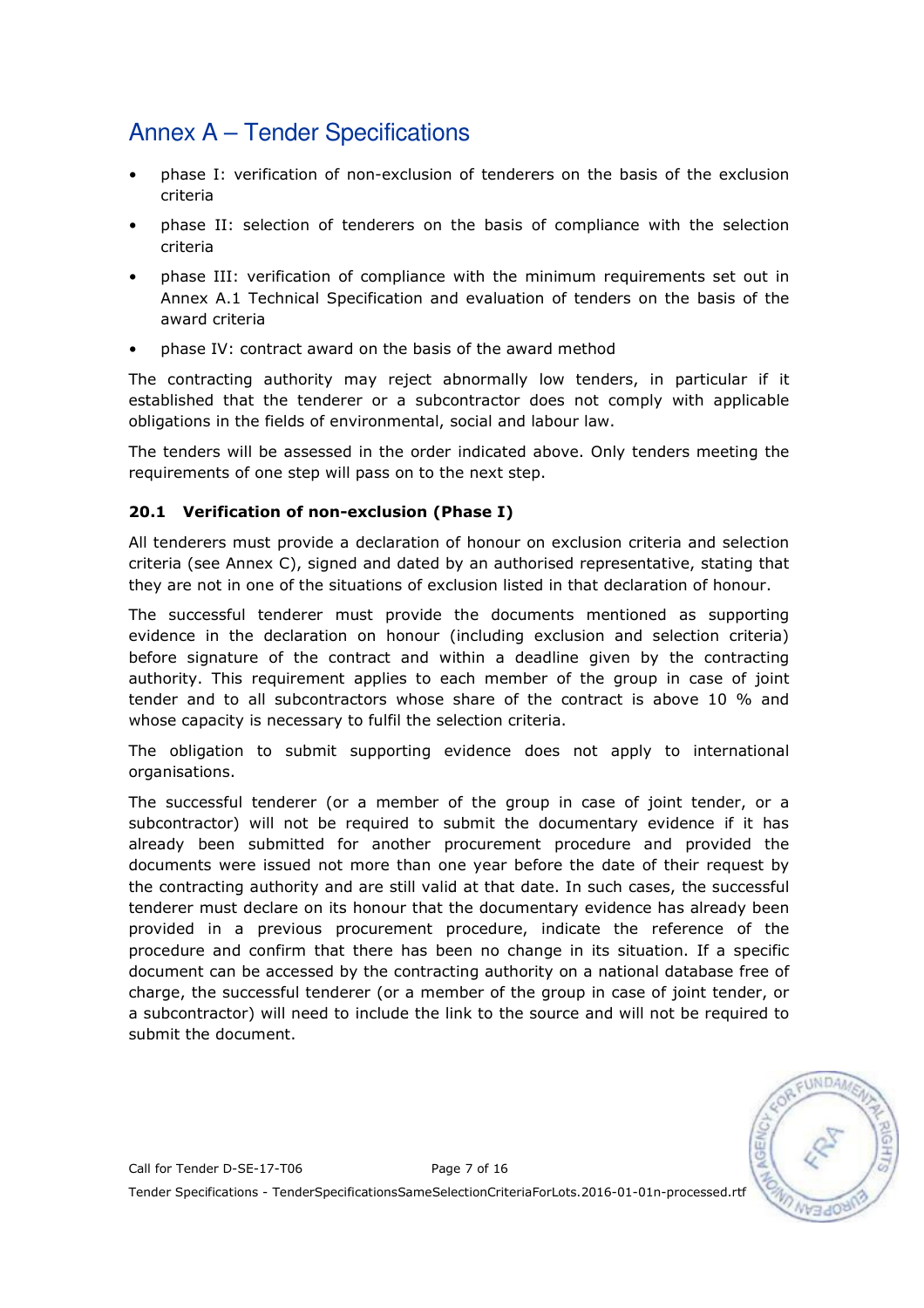- phase I: verification of non-exclusion of tenderers on the basis of the exclusion criteria
- phase II: selection of tenderers on the basis of compliance with the selection criteria
- phase III: verification of compliance with the minimum requirements set out in Annex A.1 Technical Specification and evaluation of tenders on the basis of the award criteria
- phase IV: contract award on the basis of the award method

The contracting authority may reject abnormally low tenders, in particular if it established that the tenderer or a subcontractor does not comply with applicable obligations in the fields of environmental, social and labour law.

The tenders will be assessed in the order indicated above. Only tenders meeting the requirements of one step will pass on to the next step.

### 20.1 Verification of non-exclusion (Phase I)

All tenderers must provide a declaration of honour on exclusion criteria and selection criteria (see Annex C), signed and dated by an authorised representative, stating that they are not in one of the situations of exclusion listed in that declaration of honour.

The successful tenderer must provide the documents mentioned as supporting evidence in the declaration on honour (including exclusion and selection criteria) before signature of the contract and within a deadline given by the contracting authority. This requirement applies to each member of the group in case of joint tender and to all subcontractors whose share of the contract is above 10 % and whose capacity is necessary to fulfil the selection criteria.

The obligation to submit supporting evidence does not apply to international organisations.

The successful tenderer (or a member of the group in case of joint tender, or a subcontractor) will not be required to submit the documentary evidence if it has already been submitted for another procurement procedure and provided the documents were issued not more than one year before the date of their request by the contracting authority and are still valid at that date. In such cases, the successful tenderer must declare on its honour that the documentary evidence has already been provided in a previous procurement procedure, indicate the reference of the procedure and confirm that there has been no change in its situation. If a specific document can be accessed by the contracting authority on a national database free of charge, the successful tenderer (or a member of the group in case of joint tender, or a subcontractor) will need to include the link to the source and will not be required to submit the document.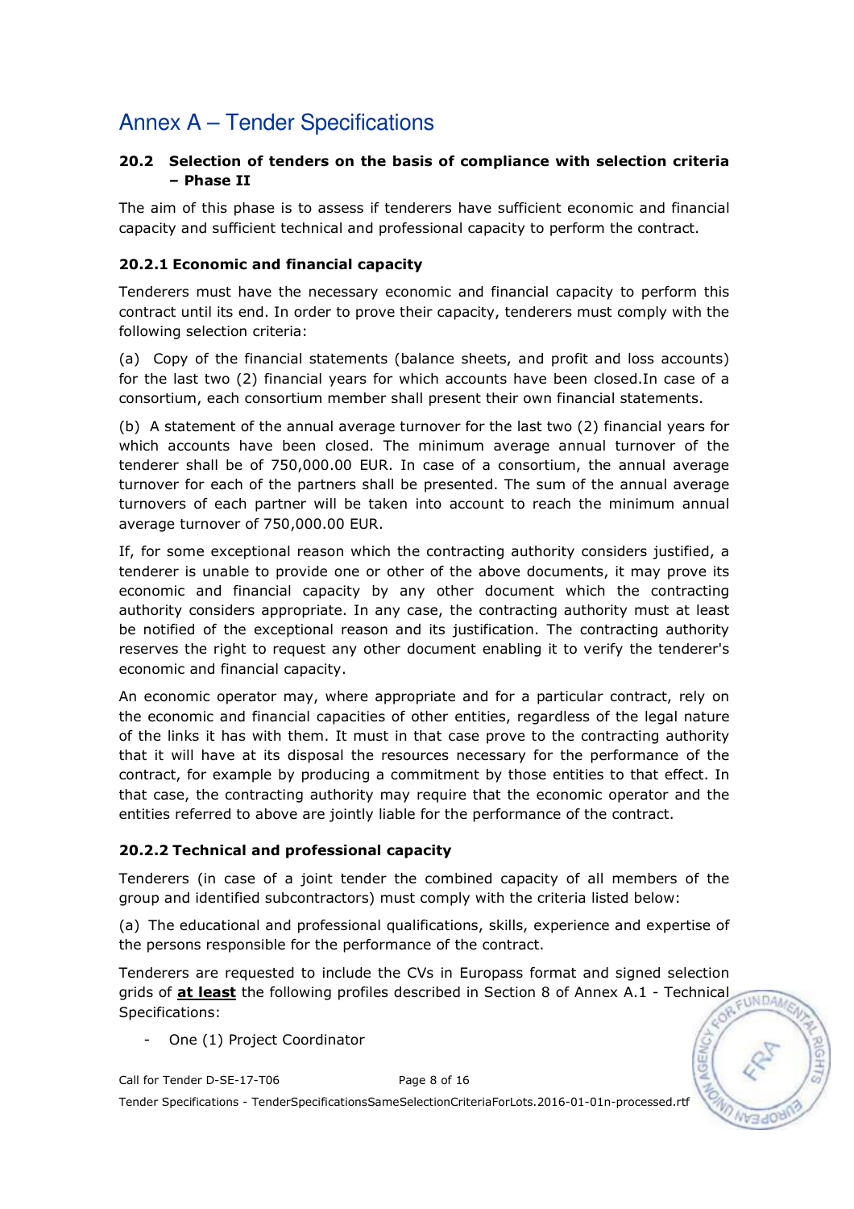# Annex A – Tender Specifications

### 20.2 Selection of tenders on the basis of compliance with selection criteria – Phase II

The aim of this phase is to assess if tenderers have sufficient economic and financial capacity and sufficient technical and professional capacity to perform the contract.

#### 20.2.1 Economic and financial capacity

Tenderers must have the necessary economic and financial capacity to perform this contract until its end. In order to prove their capacity, tenderers must comply with the following selection criteria:

(a) Copy of the financial statements (balance sheets, and profit and loss accounts) for the last two (2) financial years for which accounts have been closed.In case of a consortium, each consortium member shall present their own financial statements.

(b) A statement of the annual average turnover for the last two (2) financial years for which accounts have been closed. The minimum average annual turnover of the tenderer shall be of 750,000.00 EUR. In case of a consortium, the annual average turnover for each of the partners shall be presented. The sum of the annual average turnovers of each partner will be taken into account to reach the minimum annual average turnover of 750,000.00 EUR.

If, for some exceptional reason which the contracting authority considers justified, a tenderer is unable to provide one or other of the above documents, it may prove its economic and financial capacity by any other document which the contracting authority considers appropriate. In any case, the contracting authority must at least be notified of the exceptional reason and its justification. The contracting authority reserves the right to request any other document enabling it to verify the tenderer's economic and financial capacity.

An economic operator may, where appropriate and for a particular contract, rely on the economic and financial capacities of other entities, regardless of the legal nature of the links it has with them. It must in that case prove to the contracting authority that it will have at its disposal the resources necessary for the performance of the contract, for example by producing a commitment by those entities to that effect. In that case, the contracting authority may require that the economic operator and the entities referred to above are jointly liable for the performance of the contract.

#### 20.2.2 Technical and professional capacity

Tenderers (in case of a joint tender the combined capacity of all members of the group and identified subcontractors) must comply with the criteria listed below:

(a) The educational and professional qualifications, skills, experience and expertise of the persons responsible for the performance of the contract.

Tenderers are requested to include the CVs in Europass format and signed selection grids of **<u>at least</u>** the following profiles described in Section 8 of Annex A.1 - Technical Specifications:

- One (1) Project Coordinator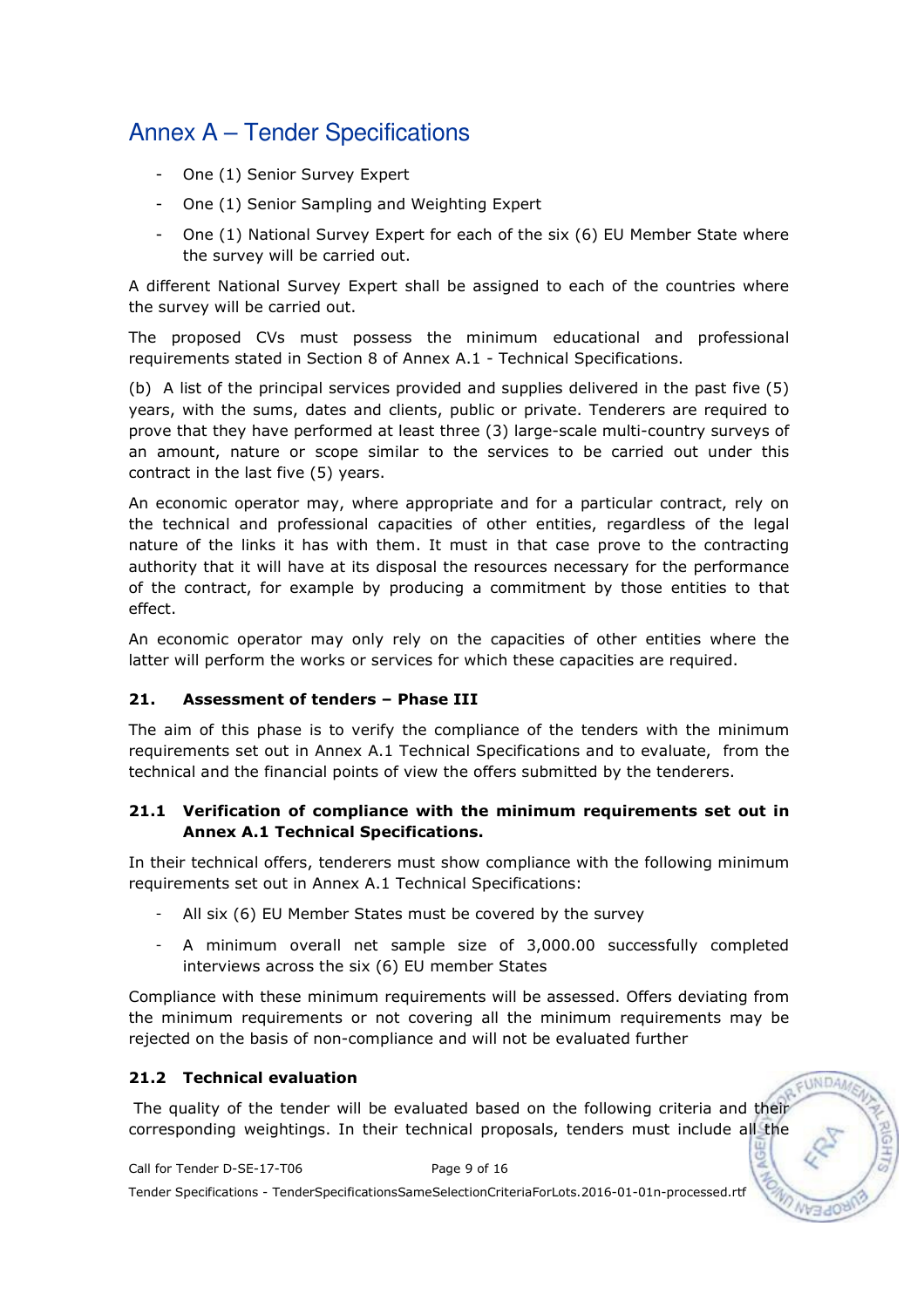- One (1) Senior Survey Expert
- One (1) Senior Sampling and Weighting Expert
- One (1) National Survey Expert for each of the six (6) EU Member State where the survey will be carried out.

A different National Survey Expert shall be assigned to each of the countries where the survey will be carried out.

The proposed CVs must possess the minimum educational and professional requirements stated in Section 8 of Annex A.1 - Technical Specifications.

(b) A list of the principal services provided and supplies delivered in the past five (5) years, with the sums, dates and clients, public or private. Tenderers are required to prove that they have performed at least three (3) large-scale multi-country surveys of an amount, nature or scope similar to the services to be carried out under this contract in the last five (5) years.

An economic operator may, where appropriate and for a particular contract, rely on the technical and professional capacities of other entities, regardless of the legal nature of the links it has with them. It must in that case prove to the contracting authority that it will have at its disposal the resources necessary for the performance of the contract, for example by producing a commitment by those entities to that effect.

An economic operator may only rely on the capacities of other entities where the latter will perform the works or services for which these capacities are required.

## 21. Assessment of tenders – Phase III

The aim of this phase is to verify the compliance of the tenders with the minimum requirements set out in Annex A.1 Technical Specifications and to evaluate, from the technical and the financial points of view the offers submitted by the tenderers.

### 21.1 Verification of compliance with the minimum requirements set out in Annex A.1 Technical Specifications.

In their technical offers, tenderers must show compliance with the following minimum requirements set out in Annex A.1 Technical Specifications:

- All six (6) EU Member States must be covered by the survey
- A minimum overall net sample size of 3,000.00 successfully completed interviews across the six (6) EU member States

Compliance with these minimum requirements will be assessed. Offers deviating from the minimum requirements or not covering all the minimum requirements may be rejected on the basis of non-compliance and will not be evaluated further

### 21.2 Technical evaluation

The quality of the tender will be evaluated based on the following criteria and their corresponding weightings. In their technical proposals, tenders must include all the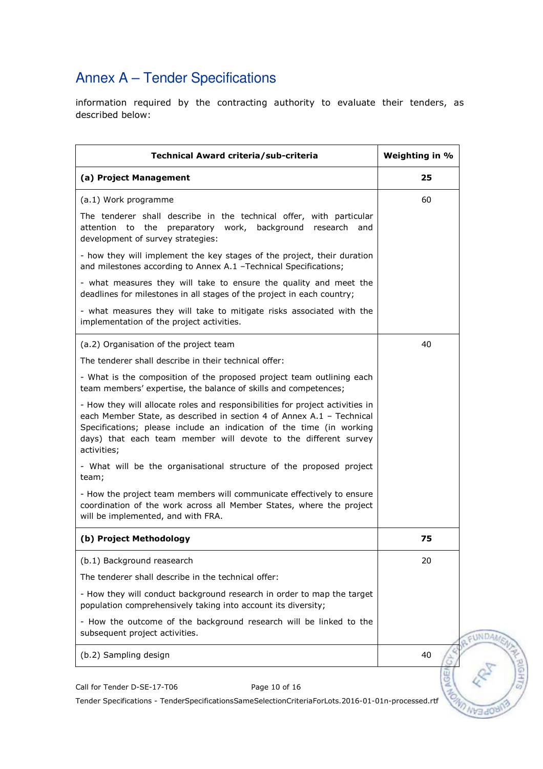# Annex A – Tender Specifications

information required by the contracting authority to evaluate their tenders, as described below:

| Technical Award criteria/sub-criteria | Weighting in % |
|---|---|
| **(a) Project Management** | **25** |
| (a.1) Work programme<br><br>The tenderer shall describe in the technical offer, with particular attention to the preparatory work, background research and development of survey strategies:<br><br>- how they will implement the key stages of the project, their duration and milestones according to Annex A.1 –Technical Specifications;<br><br>- what measures they will take to ensure the quality and meet the deadlines for milestones in all stages of the project in each country;<br><br>- what measures they will take to mitigate risks associated with the implementation of the project activities. | 60 |
| (a.2) Organisation of the project team<br><br>The tenderer shall describe in their technical offer:<br><br>- What is the composition of the proposed project team outlining each team members' expertise, the balance of skills and competences;<br><br>- How they will allocate roles and responsibilities for project activities in each Member State, as described in section 4 of Annex A.1 – Technical Specifications; please include an indication of the time (in working days) that each team member will devote to the different survey activities;<br><br>- What will be the organisational structure of the proposed project team;<br><br>- How the project team members will communicate effectively to ensure coordination of the work across all Member States, where the project will be implemented, and with FRA. | 40 |
| **(b) Project Methodology** | **75** |
| (b.1) Background reasearch<br><br>The tenderer shall describe in the technical offer:<br><br>- How they will conduct background research in order to map the target population comprehensively taking into account its diversity;<br><br>- How the outcome of the background research will be linked to the subsequent project activities. | 20 |
| (b.2) Sampling design | 40 |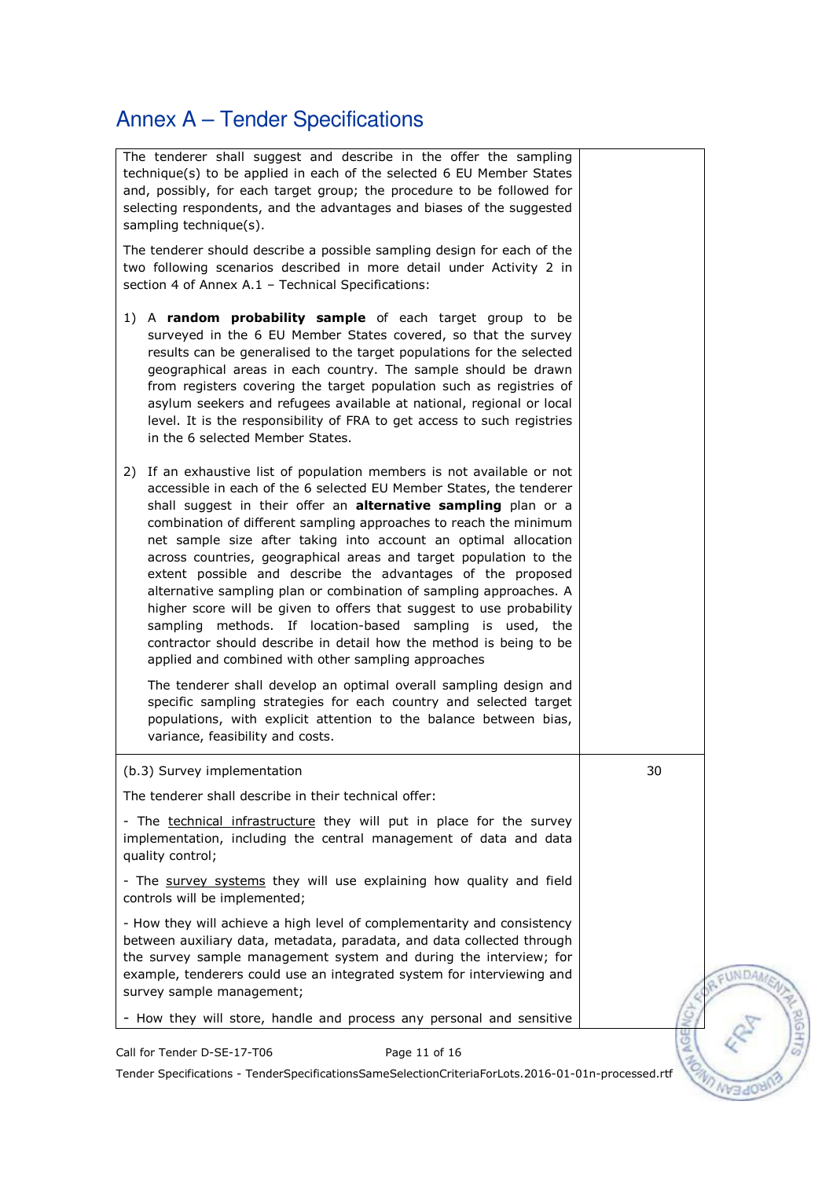# Annex A – Tender Specifications

| | |
|---|---|
| The tenderer shall suggest and describe in the offer the sampling technique(s) to be applied in each of the selected 6 EU Member States and, possibly, for each target group; the procedure to be followed for selecting respondents, and the advantages and biases of the suggested sampling technique(s).<br><br>The tenderer should describe a possible sampling design for each of the two following scenarios described in more detail under Activity 2 in section 4 of Annex A.1 – Technical Specifications:<br><br>1) A **random probability sample** of each target group to be surveyed in the 6 EU Member States covered, so that the survey results can be generalised to the target populations for the selected geographical areas in each country. The sample should be drawn from registers covering the target population such as registries of asylum seekers and refugees available at national, regional or local level. It is the responsibility of FRA to get access to such registries in the 6 selected Member States.<br><br>2) If an exhaustive list of population members is not available or not accessible in each of the 6 selected EU Member States, the tenderer shall suggest in their offer an **alternative sampling** plan or a combination of different sampling approaches to reach the minimum net sample size after taking into account an optimal allocation across countries, geographical areas and target population to the extent possible and describe the advantages of the proposed alternative sampling plan or combination of sampling approaches. A higher score will be given to offers that suggest to use probability sampling methods. If location-based sampling is used, the contractor should describe in detail how the method is being to be applied and combined with other sampling approaches<br><br>The tenderer shall develop an optimal overall sampling design and specific sampling strategies for each country and selected target populations, with explicit attention to the balance between bias, variance, feasibility and costs. | |
| (b.3) Survey implementation<br><br>The tenderer shall describe in their technical offer:<br><br>- The technical infrastructure they will put in place for the survey implementation, including the central management of data and data quality control;<br><br>- The survey systems they will use explaining how quality and field controls will be implemented;<br><br>- How they will achieve a high level of complementarity and consistency between auxiliary data, metadata, paradata, and data collected through the survey sample management system and during the interview; for example, tenderers could use an integrated system for interviewing and survey sample management;<br><br>- How they will store, handle and process any personal and sensitive | 30 |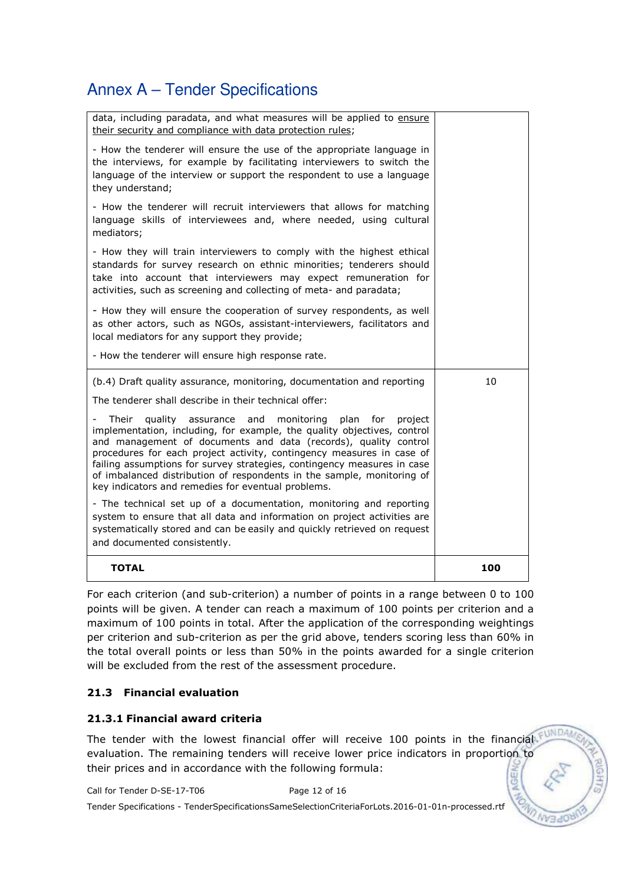# Annex A – Tender Specifications

| | |
|---|---|
| data, including paradata, and what measures will be applied to <u>ensure their security and compliance with data protection rules</u>;<br><br>- How the tenderer will ensure the use of the appropriate language in the interviews, for example by facilitating interviewers to switch the language of the interview or support the respondent to use a language they understand;<br><br>- How the tenderer will recruit interviewers that allows for matching language skills of interviewees and, where needed, using cultural mediators;<br><br>- How they will train interviewers to comply with the highest ethical standards for survey research on ethnic minorities; tenderers should take into account that interviewers may expect remuneration for activities, such as screening and collecting of meta- and paradata;<br><br>- How they will ensure the cooperation of survey respondents, as well as other actors, such as NGOs, assistant-interviewers, facilitators and local mediators for any support they provide;<br><br>- How the tenderer will ensure high response rate. | |
| (b.4) Draft quality assurance, monitoring, documentation and reporting<br><br>The tenderer shall describe in their technical offer:<br><br>- Their quality assurance and monitoring plan for project implementation, including, for example, the quality objectives, control and management of documents and data (records), quality control procedures for each project activity, contingency measures in case of failing assumptions for survey strategies, contingency measures in case of imbalanced distribution of respondents in the sample, monitoring of key indicators and remedies for eventual problems.<br><br>- The technical set up of a documentation, monitoring and reporting system to ensure that all data and information on project activities are systematically stored and can be easily and quickly retrieved on request and documented consistently. | 10 |
| **TOTAL** | **100** |

For each criterion (and sub-criterion) a number of points in a range between 0 to 100 points will be given. A tender can reach a maximum of 100 points per criterion and a maximum of 100 points in total. After the application of the corresponding weightings per criterion and sub-criterion as per the grid above, tenders scoring less than 60% in the total overall points or less than 50% in the points awarded for a single criterion will be excluded from the rest of the assessment procedure.

### 21.3 Financial evaluation

#### 21.3.1 Financial award criteria

The tender with the lowest financial offer will receive 100 points in the financial evaluation. The remaining tenders will receive lower price indicators in proportion to their prices and in accordance with the following formula: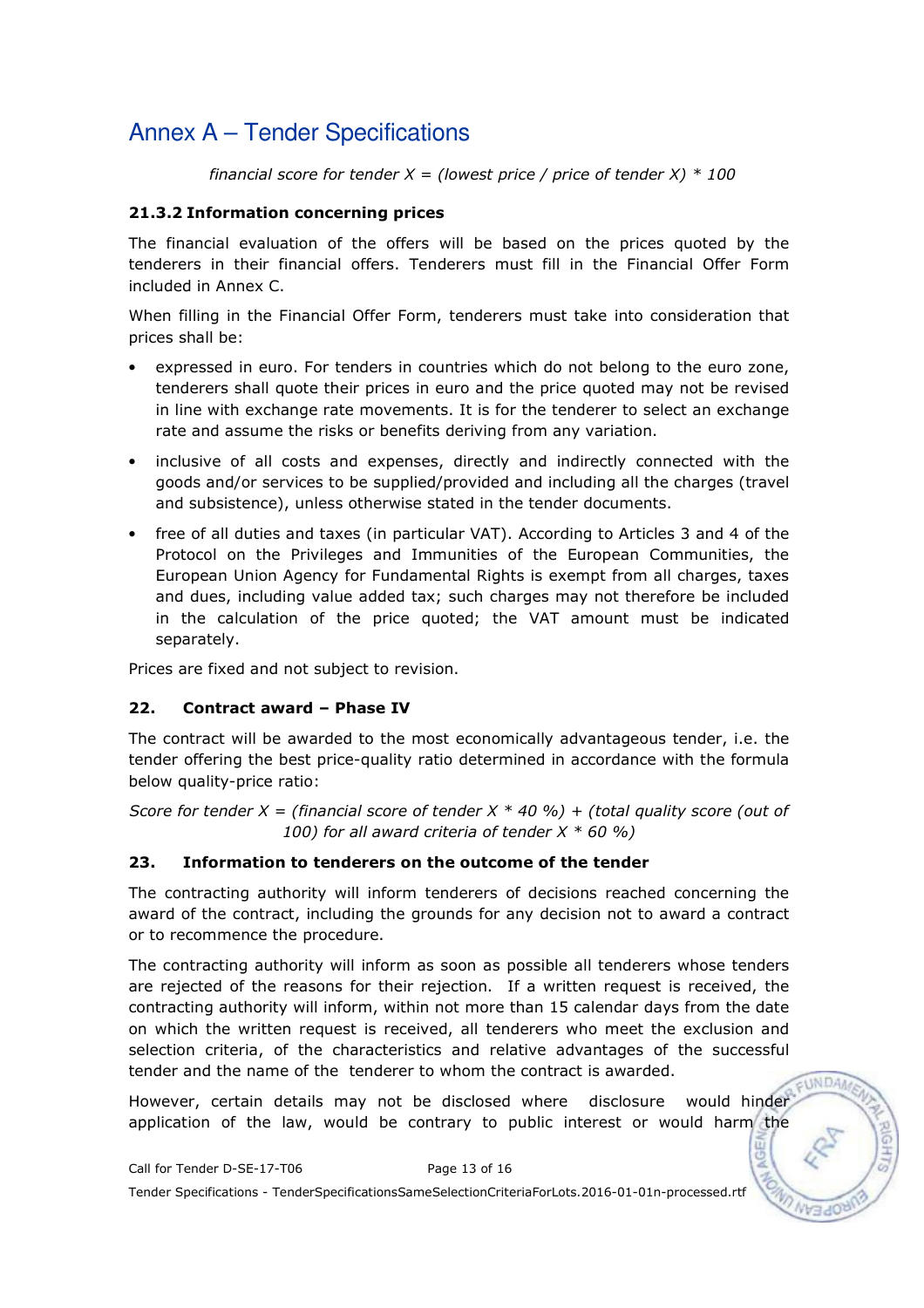*financial score for tender X = (lowest price / price of tender X) * 100*

### 21.3.2 Information concerning prices

The financial evaluation of the offers will be based on the prices quoted by the tenderers in their financial offers. Tenderers must fill in the Financial Offer Form included in Annex C.

When filling in the Financial Offer Form, tenderers must take into consideration that prices shall be:

- expressed in euro. For tenders in countries which do not belong to the euro zone, tenderers shall quote their prices in euro and the price quoted may not be revised in line with exchange rate movements. It is for the tenderer to select an exchange rate and assume the risks or benefits deriving from any variation.
- inclusive of all costs and expenses, directly and indirectly connected with the goods and/or services to be supplied/provided and including all the charges (travel and subsistence), unless otherwise stated in the tender documents.
- free of all duties and taxes (in particular VAT). According to Articles 3 and 4 of the Protocol on the Privileges and Immunities of the European Communities, the European Union Agency for Fundamental Rights is exempt from all charges, taxes and dues, including value added tax; such charges may not therefore be included in the calculation of the price quoted; the VAT amount must be indicated separately.

Prices are fixed and not subject to revision.

## 22. Contract award – Phase IV

The contract will be awarded to the most economically advantageous tender, i.e. the tender offering the best price-quality ratio determined in accordance with the formula below quality-price ratio:

*Score for tender X = (financial score of tender X * 40 %) + (total quality score (out of 100) for all award criteria of tender X * 60 %)*

## 23. Information to tenderers on the outcome of the tender

The contracting authority will inform tenderers of decisions reached concerning the award of the contract, including the grounds for any decision not to award a contract or to recommence the procedure.

The contracting authority will inform as soon as possible all tenderers whose tenders are rejected of the reasons for their rejection. If a written request is received, the contracting authority will inform, within not more than 15 calendar days from the date on which the written request is received, all tenderers who meet the exclusion and selection criteria, of the characteristics and relative advantages of the successful tender and the name of the tenderer to whom the contract is awarded.

However, certain details may not be disclosed where disclosure would hinder application of the law, would be contrary to public interest or would harm the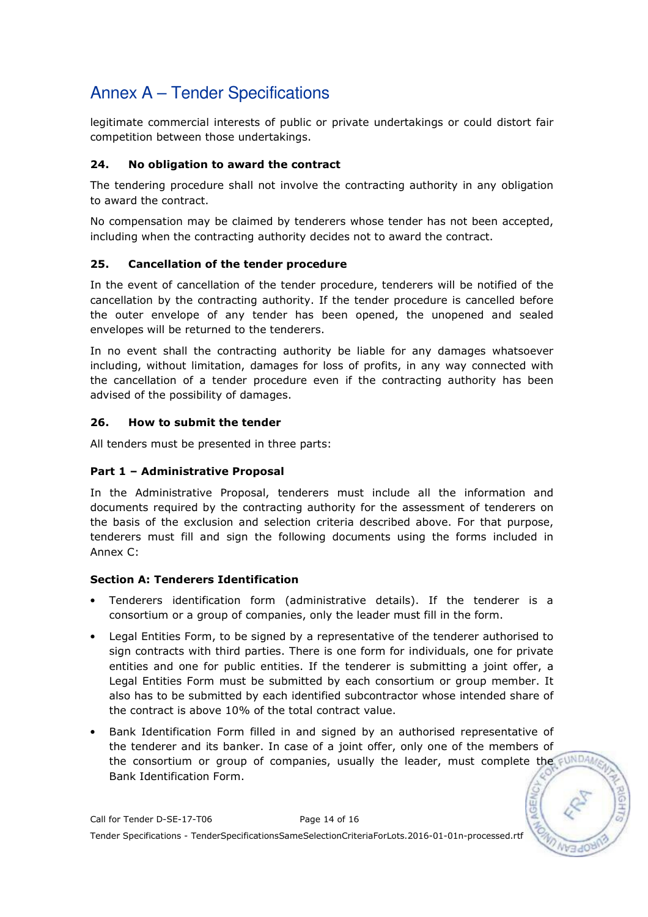legitimate commercial interests of public or private undertakings or could distort fair competition between those undertakings.

### 24. No obligation to award the contract

The tendering procedure shall not involve the contracting authority in any obligation to award the contract.

No compensation may be claimed by tenderers whose tender has not been accepted, including when the contracting authority decides not to award the contract.

### 25. Cancellation of the tender procedure

In the event of cancellation of the tender procedure, tenderers will be notified of the cancellation by the contracting authority. If the tender procedure is cancelled before the outer envelope of any tender has been opened, the unopened and sealed envelopes will be returned to the tenderers.

In no event shall the contracting authority be liable for any damages whatsoever including, without limitation, damages for loss of profits, in any way connected with the cancellation of a tender procedure even if the contracting authority has been advised of the possibility of damages.

### 26. How to submit the tender

All tenders must be presented in three parts:

#### Part 1 – Administrative Proposal

In the Administrative Proposal, tenderers must include all the information and documents required by the contracting authority for the assessment of tenderers on the basis of the exclusion and selection criteria described above. For that purpose, tenderers must fill and sign the following documents using the forms included in Annex C:

#### Section A: Tenderers Identification

- Tenderers identification form (administrative details). If the tenderer is a consortium or a group of companies, only the leader must fill in the form.
- Legal Entities Form, to be signed by a representative of the tenderer authorised to sign contracts with third parties. There is one form for individuals, one for private entities and one for public entities. If the tenderer is submitting a joint offer, a Legal Entities Form must be submitted by each consortium or group member. It also has to be submitted by each identified subcontractor whose intended share of the contract is above 10% of the total contract value.
- Bank Identification Form filled in and signed by an authorised representative of the tenderer and its banker. In case of a joint offer, only one of the members of the consortium or group of companies, usually the leader, must complete the Bank Identification Form.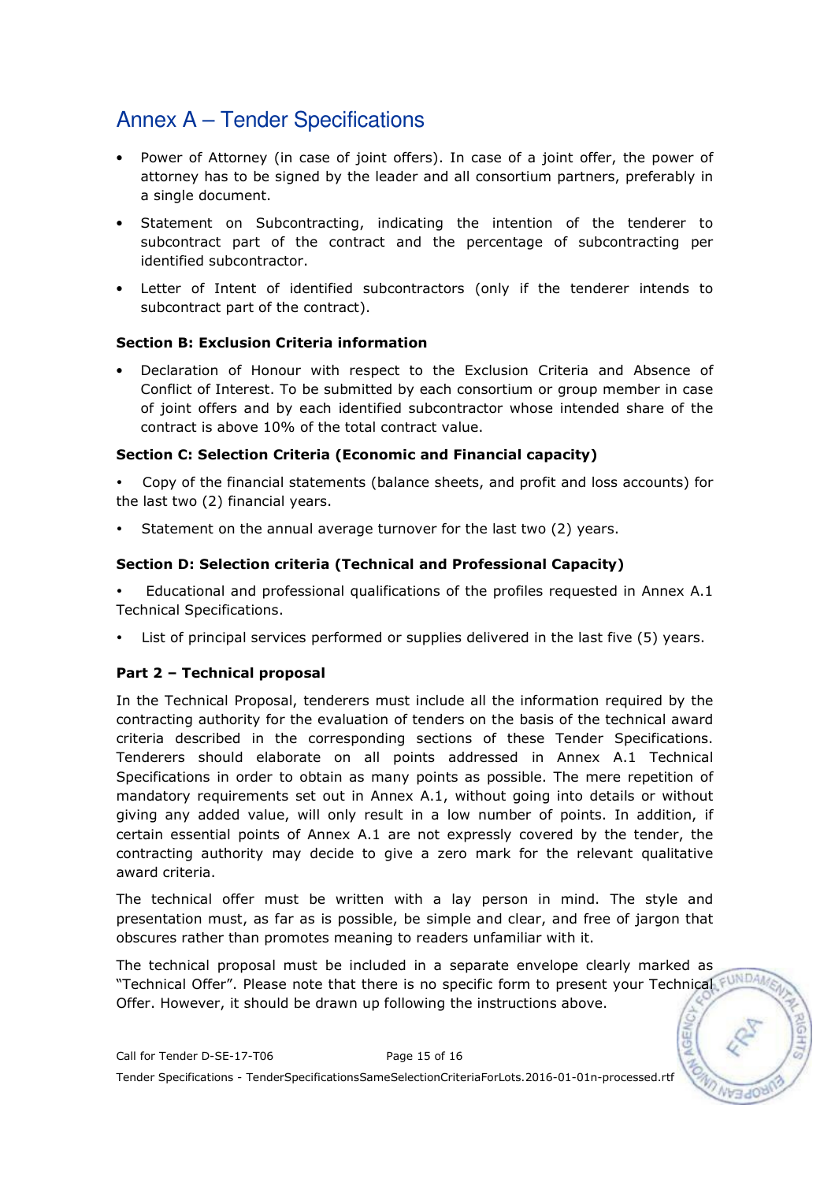# Annex A – Tender Specifications

- Power of Attorney (in case of joint offers). In case of a joint offer, the power of attorney has to be signed by the leader and all consortium partners, preferably in a single document.
- Statement on Subcontracting, indicating the intention of the tenderer to subcontract part of the contract and the percentage of subcontracting per identified subcontractor.
- Letter of Intent of identified subcontractors (only if the tenderer intends to subcontract part of the contract).

**Section B: Exclusion Criteria information**

- Declaration of Honour with respect to the Exclusion Criteria and Absence of Conflict of Interest. To be submitted by each consortium or group member in case of joint offers and by each identified subcontractor whose intended share of the contract is above 10% of the total contract value.

**Section C: Selection Criteria (Economic and Financial capacity)**

- Copy of the financial statements (balance sheets, and profit and loss accounts) for the last two (2) financial years.
- Statement on the annual average turnover for the last two (2) years.

**Section D: Selection criteria (Technical and Professional Capacity)**

- Educational and professional qualifications of the profiles requested in Annex A.1 Technical Specifications.
- List of principal services performed or supplies delivered in the last five (5) years.

**Part 2 – Technical proposal**

In the Technical Proposal, tenderers must include all the information required by the contracting authority for the evaluation of tenders on the basis of the technical award criteria described in the corresponding sections of these Tender Specifications. Tenderers should elaborate on all points addressed in Annex A.1 Technical Specifications in order to obtain as many points as possible. The mere repetition of mandatory requirements set out in Annex A.1, without going into details or without giving any added value, will only result in a low number of points. In addition, if certain essential points of Annex A.1 are not expressly covered by the tender, the contracting authority may decide to give a zero mark for the relevant qualitative award criteria.

The technical offer must be written with a lay person in mind. The style and presentation must, as far as is possible, be simple and clear, and free of jargon that obscures rather than promotes meaning to readers unfamiliar with it.

The technical proposal must be included in a separate envelope clearly marked as "Technical Offer". Please note that there is no specific form to present your Technical Offer. However, it should be drawn up following the instructions above.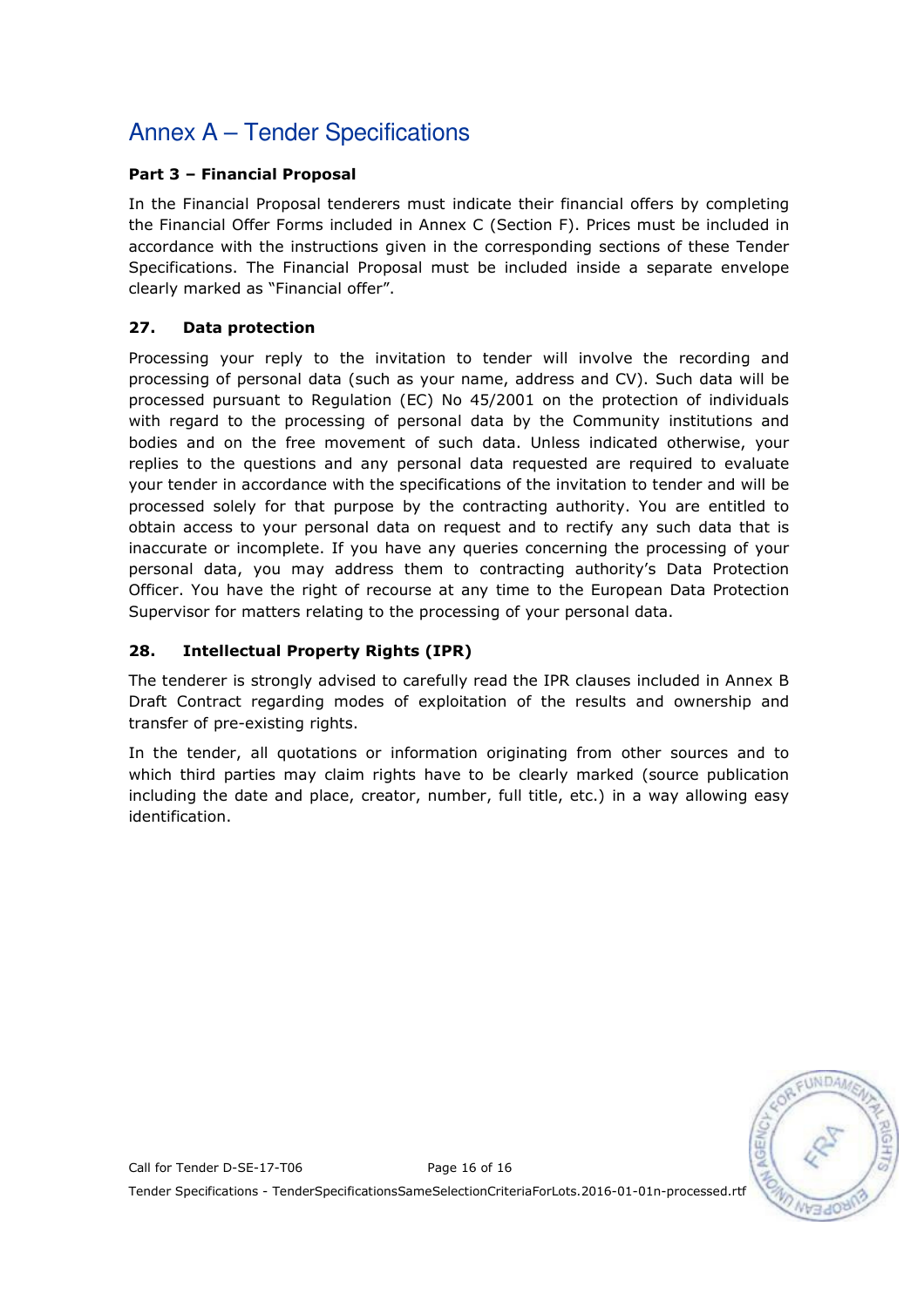# Annex A – Tender Specifications

**Part 3 – Financial Proposal**

In the Financial Proposal tenderers must indicate their financial offers by completing the Financial Offer Forms included in Annex C (Section F). Prices must be included in accordance with the instructions given in the corresponding sections of these Tender Specifications. The Financial Proposal must be included inside a separate envelope clearly marked as "Financial offer".

### 27. Data protection

Processing your reply to the invitation to tender will involve the recording and processing of personal data (such as your name, address and CV). Such data will be processed pursuant to Regulation (EC) No 45/2001 on the protection of individuals with regard to the processing of personal data by the Community institutions and bodies and on the free movement of such data. Unless indicated otherwise, your replies to the questions and any personal data requested are required to evaluate your tender in accordance with the specifications of the invitation to tender and will be processed solely for that purpose by the contracting authority. You are entitled to obtain access to your personal data on request and to rectify any such data that is inaccurate or incomplete. If you have any queries concerning the processing of your personal data, you may address them to contracting authority's Data Protection Officer. You have the right of recourse at any time to the European Data Protection Supervisor for matters relating to the processing of your personal data.

### 28. Intellectual Property Rights (IPR)

The tenderer is strongly advised to carefully read the IPR clauses included in Annex B Draft Contract regarding modes of exploitation of the results and ownership and transfer of pre-existing rights.

In the tender, all quotations or information originating from other sources and to which third parties may claim rights have to be clearly marked (source publication including the date and place, creator, number, full title, etc.) in a way allowing easy identification.